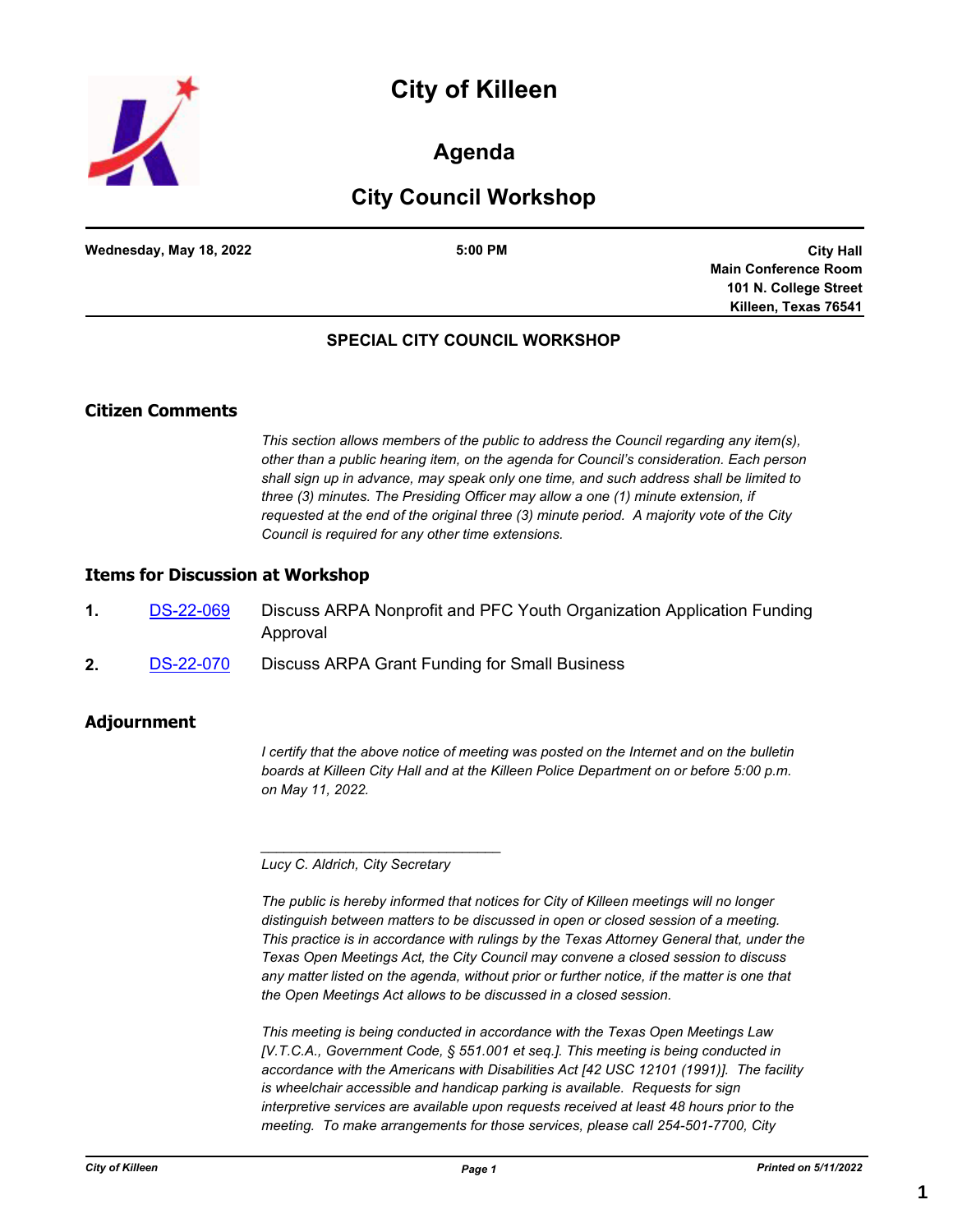# City of Killeen

## Agenda

## City Council Workshop

**Wednesday, May 18, 2022** | **5:00 PM** | **City Hall, Main Conference Room, 101 N. College Street, Killeen, Texas 76541**

### SPECIAL CITY COUNCIL WORKSHOP

## Citizen Comments

*This section allows members of the public to address the Council regarding any item(s), other than a public hearing item, on the agenda for Council's consideration. Each person shall sign up in advance, may speak only one time, and such address shall be limited to three (3) minutes. The Presiding Officer may allow a one (1) minute extension, if requested at the end of the original three (3) minute period. A majority vote of the City Council is required for any other time extensions.*

## Items for Discussion at Workshop

1. DS-22-069 Discuss ARPA Nonprofit and PFC Youth Organization Application Funding Approval
2. DS-22-070 Discuss ARPA Grant Funding for Small Business

## Adjournment

*I certify that the above notice of meeting was posted on the Internet and on the bulletin boards at Killeen City Hall and at the Killeen Police Department on or before 5:00 p.m. on May 11, 2022.*

\_\_\_\_\_\_\_\_\_\_\_\_\_\_\_\_\_\_\_\_\_\_\_\_\_\_\_\_\_\_\_

*Lucy C. Aldrich, City Secretary*

*The public is hereby informed that notices for City of Killeen meetings will no longer distinguish between matters to be discussed in open or closed session of a meeting. This practice is in accordance with rulings by the Texas Attorney General that, under the Texas Open Meetings Act, the City Council may convene a closed session to discuss any matter listed on the agenda, without prior or further notice, if the matter is one that the Open Meetings Act allows to be discussed in a closed session.*

*This meeting is being conducted in accordance with the Texas Open Meetings Law [V.T.C.A., Government Code, § 551.001 et seq.]. This meeting is being conducted in accordance with the Americans with Disabilities Act [42 USC 12101 (1991)]. The facility is wheelchair accessible and handicap parking is available. Requests for sign interpretive services are available upon requests received at least 48 hours prior to the meeting. To make arrangements for those services, please call 254-501-7700, City*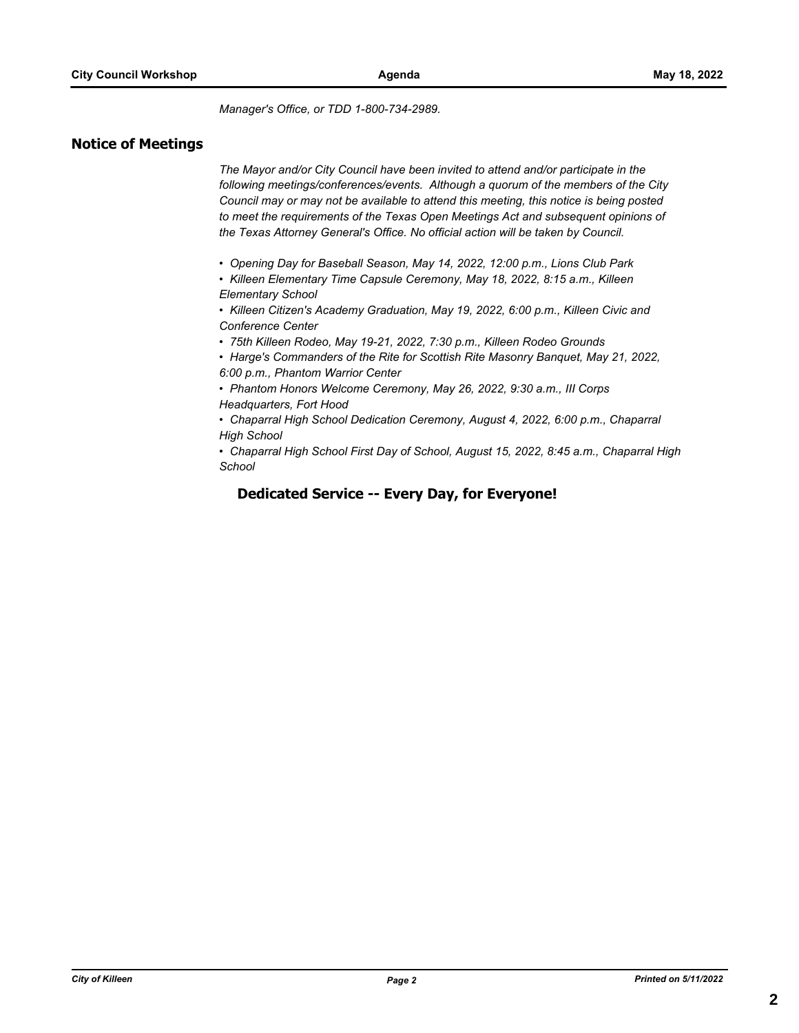*Manager's Office, or TDD 1-800-734-2989.*

## Notice of Meetings

*The Mayor and/or City Council have been invited to attend and/or participate in the following meetings/conferences/events. Although a quorum of the members of the City Council may or may not be available to attend this meeting, this notice is being posted to meet the requirements of the Texas Open Meetings Act and subsequent opinions of the Texas Attorney General's Office. No official action will be taken by Council.*

- *Opening Day for Baseball Season, May 14, 2022, 12:00 p.m., Lions Club Park*
- *Killeen Elementary Time Capsule Ceremony, May 18, 2022, 8:15 a.m., Killeen Elementary School*
- *Killeen Citizen's Academy Graduation, May 19, 2022, 6:00 p.m., Killeen Civic and Conference Center*
- *75th Killeen Rodeo, May 19-21, 2022, 7:30 p.m., Killeen Rodeo Grounds*
- *Harge's Commanders of the Rite for Scottish Rite Masonry Banquet, May 21, 2022, 6:00 p.m., Phantom Warrior Center*
- *Phantom Honors Welcome Ceremony, May 26, 2022, 9:30 a.m., III Corps Headquarters, Fort Hood*
- *Chaparral High School Dedication Ceremony, August 4, 2022, 6:00 p.m., Chaparral High School*
- *Chaparral High School First Day of School, August 15, 2022, 8:45 a.m., Chaparral High School*

**Dedicated Service -- Every Day, for Everyone!**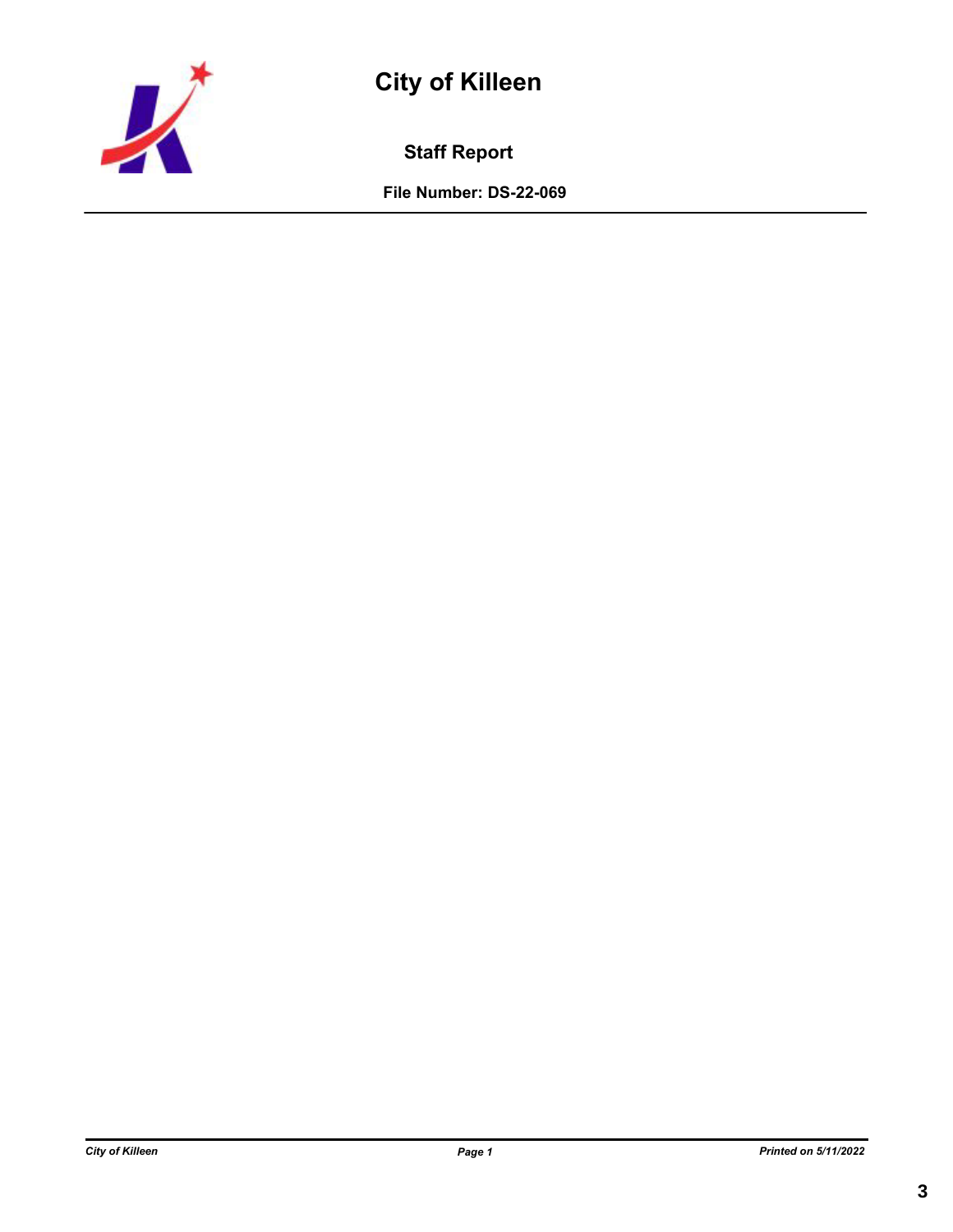# City of Killeen

## Staff Report

**File Number: DS-22-069**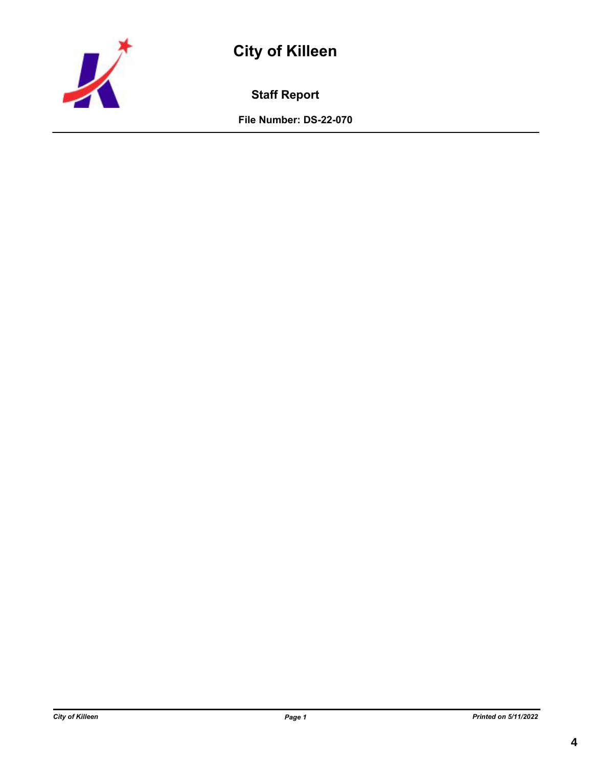# City of Killeen

## Staff Report

**File Number: DS-22-070**